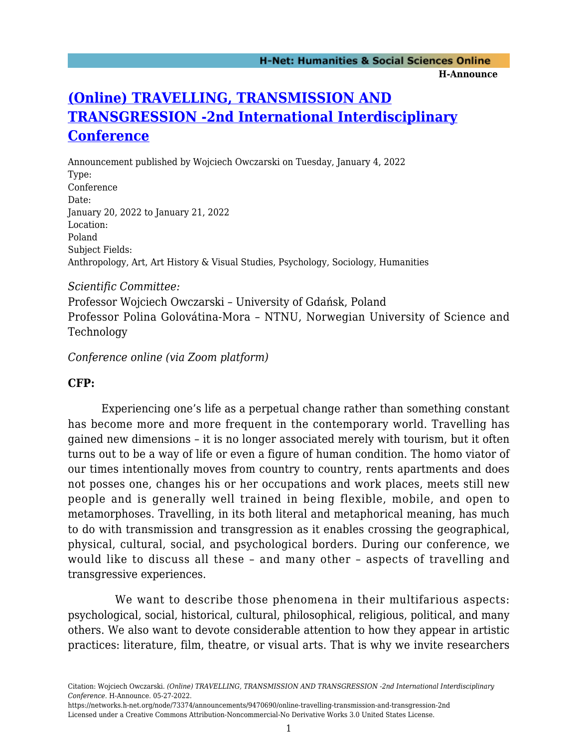# (Online) TRAVELLING, TRANSMISSION AND TRANSGRESSION -2nd International Interdisciplinary Conference

Announcement published by Wojciech Owczarski on Tuesday, January 4, 2022

Type:
Conference

Date:
January 20, 2022 to January 21, 2022

Location:
Poland

Subject Fields:
Anthropology, Art, Art History & Visual Studies, Psychology, Sociology, Humanities

*Scientific Committee:*

Professor Wojciech Owczarski – University of Gdańsk, Poland

Professor Polina Golovátina-Mora – NTNU, Norwegian University of Science and Technology

*Conference online (via Zoom platform)*

**CFP:**

Experiencing one's life as a perpetual change rather than something constant has become more and more frequent in the contemporary world. Travelling has gained new dimensions – it is no longer associated merely with tourism, but it often turns out to be a way of life or even a figure of human condition. The homo viator of our times intentionally moves from country to country, rents apartments and does not posses one, changes his or her occupations and work places, meets still new people and is generally well trained in being flexible, mobile, and open to metamorphoses. Travelling, in its both literal and metaphorical meaning, has much to do with transmission and transgression as it enables crossing the geographical, physical, cultural, social, and psychological borders. During our conference, we would like to discuss all these – and many other – aspects of travelling and transgressive experiences.

We want to describe those phenomena in their multifarious aspects: psychological, social, historical, cultural, philosophical, religious, political, and many others. We also want to devote considerable attention to how they appear in artistic practices: literature, film, theatre, or visual arts. That is why we invite researchers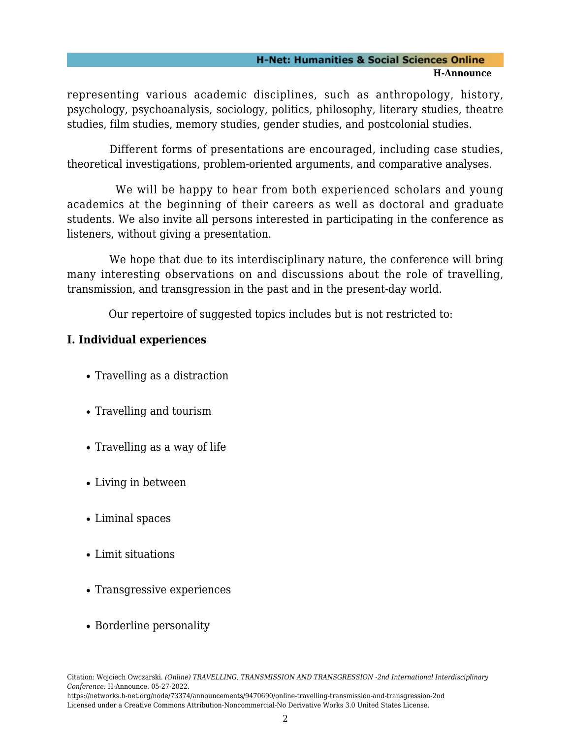representing various academic disciplines, such as anthropology, history, psychology, psychoanalysis, sociology, politics, philosophy, literary studies, theatre studies, film studies, memory studies, gender studies, and postcolonial studies.

Different forms of presentations are encouraged, including case studies, theoretical investigations, problem-oriented arguments, and comparative analyses.

We will be happy to hear from both experienced scholars and young academics at the beginning of their careers as well as doctoral and graduate students. We also invite all persons interested in participating in the conference as listeners, without giving a presentation.

We hope that due to its interdisciplinary nature, the conference will bring many interesting observations on and discussions about the role of travelling, transmission, and transgression in the past and in the present-day world.

Our repertoire of suggested topics includes but is not restricted to:

**I. Individual experiences**

- Travelling as a distraction
- Travelling and tourism
- Travelling as a way of life
- Living in between
- Liminal spaces
- Limit situations
- Transgressive experiences
- Borderline personality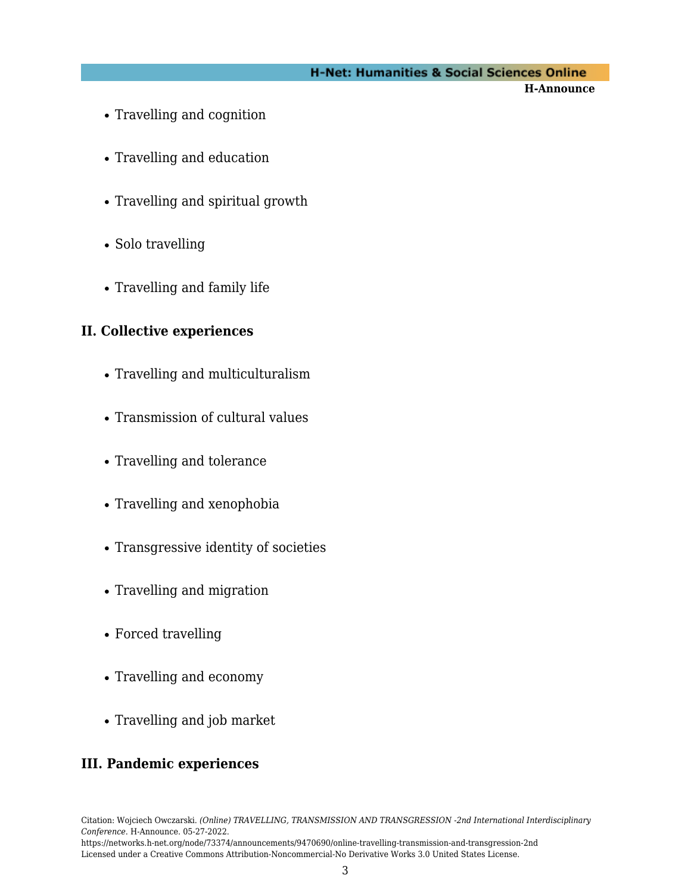- Travelling and cognition
- Travelling and education
- Travelling and spiritual growth
- Solo travelling
- Travelling and family life

## II. Collective experiences

- Travelling and multiculturalism
- Transmission of cultural values
- Travelling and tolerance
- Travelling and xenophobia
- Transgressive identity of societies
- Travelling and migration
- Forced travelling
- Travelling and economy
- Travelling and job market

## III. Pandemic experiences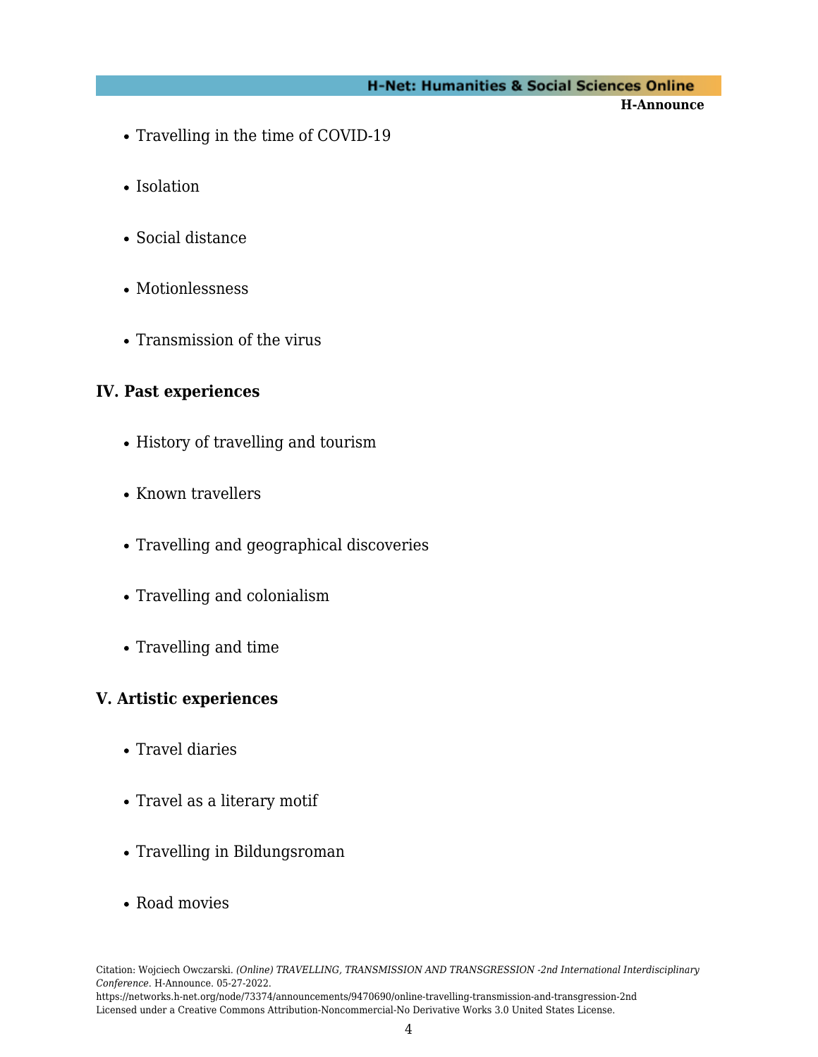- Travelling in the time of COVID-19
- Isolation
- Social distance
- Motionlessness
- Transmission of the virus

**IV. Past experiences**

- History of travelling and tourism
- Known travellers
- Travelling and geographical discoveries
- Travelling and colonialism
- Travelling and time

**V. Artistic experiences**

- Travel diaries
- Travel as a literary motif
- Travelling in Bildungsroman
- Road movies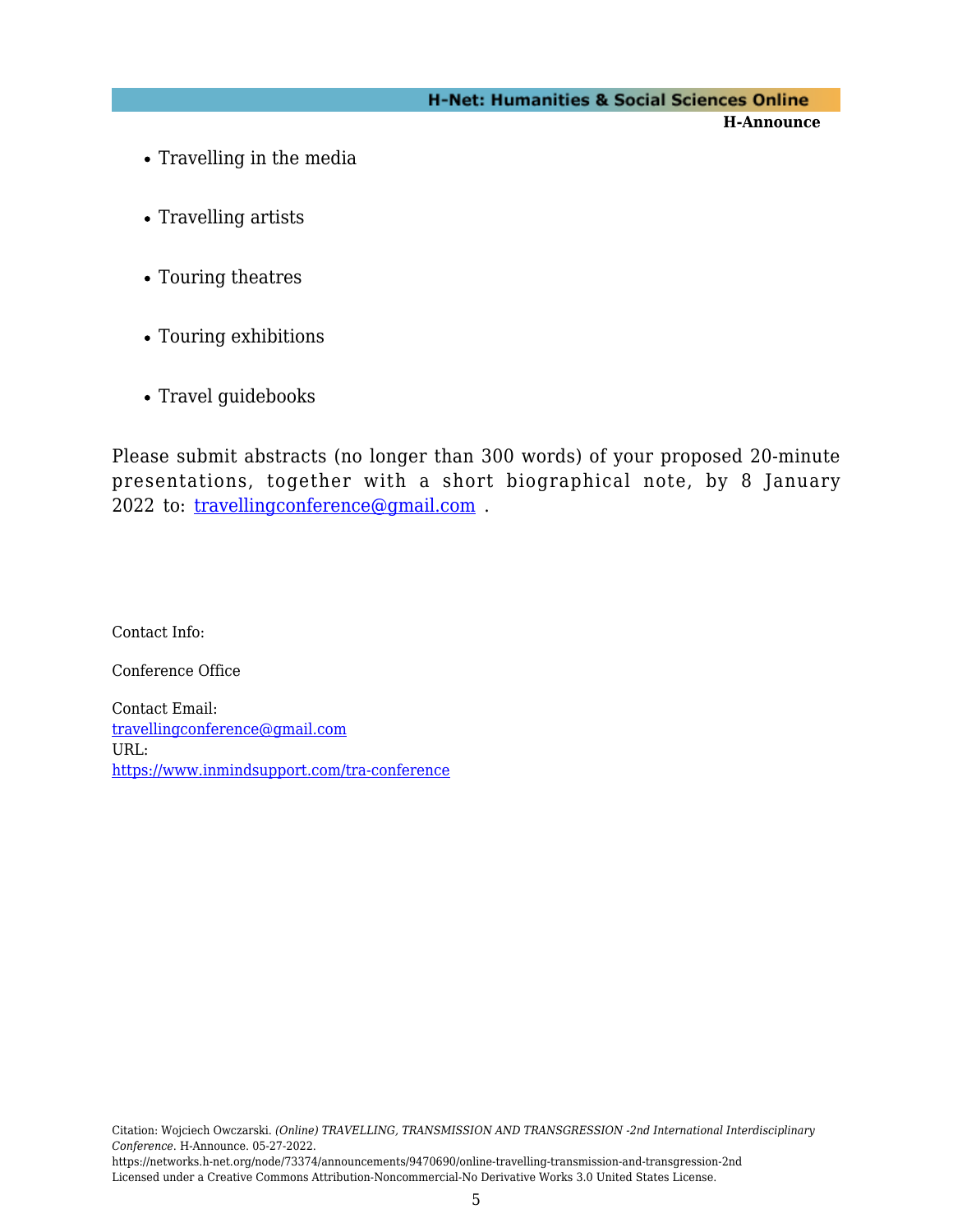- Travelling in the media
- Travelling artists
- Touring theatres
- Touring exhibitions
- Travel guidebooks

Please submit abstracts (no longer than 300 words) of your proposed 20-minute presentations, together with a short biographical note, by 8 January 2022 to: travellingconference@gmail.com .

Contact Info:

Conference Office

Contact Email:
travellingconference@gmail.com
URL:
https://www.inmindsupport.com/tra-conference